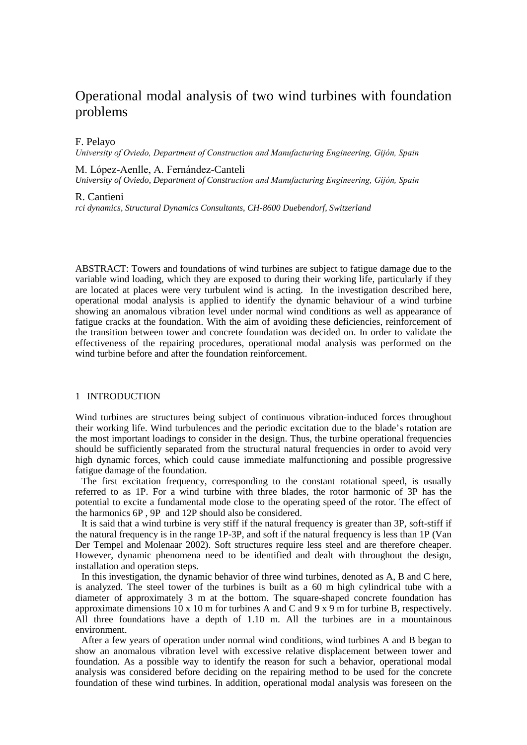# Operational modal analysis of two wind turbines with foundation problems

F. Pelayo

*University of Oviedo, Department of Construction and Manufacturing Engineering, Gijón, Spain*

M. López-Aenlle, A. Fernández-Canteli

*University of Oviedo, Department of Construction and Manufacturing Engineering, Gijón, Spain*

R. Cantieni

*rci dynamics, Structural Dynamics Consultants, CH-8600 Duebendorf, Switzerland*

ABSTRACT: Towers and foundations of wind turbines are subject to fatigue damage due to the variable wind loading, which they are exposed to during their working life, particularly if they are located at places were very turbulent wind is acting. In the investigation described here, operational modal analysis is applied to identify the dynamic behaviour of a wind turbine showing an anomalous vibration level under normal wind conditions as well as appearance of fatigue cracks at the foundation. With the aim of avoiding these deficiencies, reinforcement of the transition between tower and concrete foundation was decided on. In order to validate the effectiveness of the repairing procedures, operational modal analysis was performed on the wind turbine before and after the foundation reinforcement.

## 1 INTRODUCTION

Wind turbines are structures being subject of continuous vibration-induced forces throughout their working life. Wind turbulences and the periodic excitation due to the blade's rotation are the most important loadings to consider in the design. Thus, the turbine operational frequencies should be sufficiently separated from the structural natural frequencies in order to avoid very high dynamic forces, which could cause immediate malfunctioning and possible progressive fatigue damage of the foundation.

The first excitation frequency, corresponding to the constant rotational speed, is usually referred to as 1P. For a wind turbine with three blades, the rotor harmonic of 3P has the potential to excite a fundamental mode close to the operating speed of the rotor. The effect of the harmonics 6P , 9P and 12P should also be considered.

It is said that a wind turbine is very stiff if the natural frequency is greater than 3P, soft-stiff if the natural frequency is in the range 1P-3P, and soft if the natural frequency is less than 1P (Van Der Tempel and Molenaar 2002). Soft structures require less steel and are therefore cheaper. However, dynamic phenomena need to be identified and dealt with throughout the design, installation and operation steps.

In this investigation, the dynamic behavior of three wind turbines, denoted as A, B and C here, is analyzed. The steel tower of the turbines is built as a 60 m high cylindrical tube with a diameter of approximately 3 m at the bottom. The square-shaped concrete foundation has approximate dimensions 10 x 10 m for turbines A and C and 9 x 9 m for turbine B, respectively. All three foundations have a depth of 1.10 m. All the turbines are in a mountainous environment.

After a few years of operation under normal wind conditions, wind turbines A and B began to show an anomalous vibration level with excessive relative displacement between tower and foundation. As a possible way to identify the reason for such a behavior, operational modal analysis was considered before deciding on the repairing method to be used for the concrete foundation of these wind turbines. In addition, operational modal analysis was foreseen on the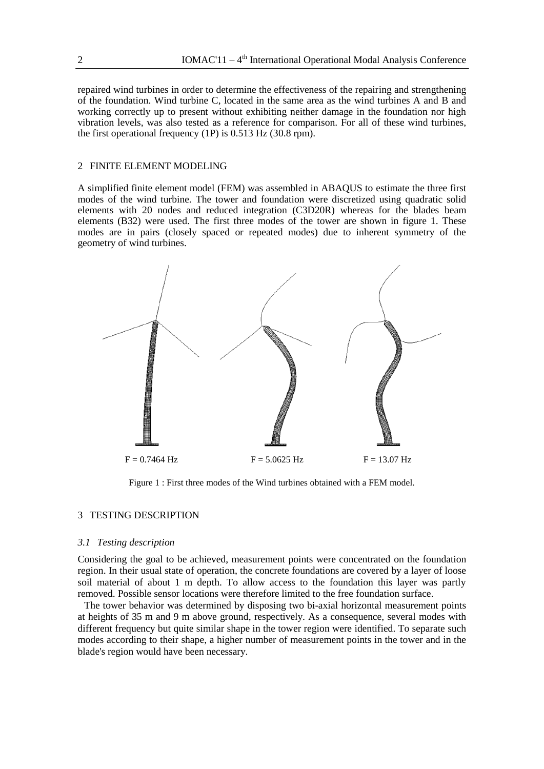repaired wind turbines in order to determine the effectiveness of the repairing and strengthening of the foundation. Wind turbine C, located in the same area as the wind turbines A and B and working correctly up to present without exhibiting neither damage in the foundation nor high vibration levels, was also tested as a reference for comparison. For all of these wind turbines, the first operational frequency (1P) is 0.513 Hz (30.8 rpm).

## 2 FINITE ELEMENT MODELING

A simplified finite element model (FEM) was assembled in ABAQUS to estimate the three first modes of the wind turbine. The tower and foundation were discretized using quadratic solid elements with 20 nodes and reduced integration (C3D20R) whereas for the blades beam elements (B32) were used. The first three modes of the tower are shown in figure 1. These modes are in pairs (closely spaced or repeated modes) due to inherent symmetry of the geometry of wind turbines.

F = 0.7464 Hz F = 5.0625 Hz F = 13.07 Hz

Figure 1 : First three modes of the Wind turbines obtained with a FEM model.

## 3 TESTING DESCRIPTION

### *3.1 Testing description*

Considering the goal to be achieved, measurement points were concentrated on the foundation region. In their usual state of operation, the concrete foundations are covered by a layer of loose soil material of about 1 m depth. To allow access to the foundation this layer was partly removed. Possible sensor locations were therefore limited to the free foundation surface.

The tower behavior was determined by disposing two bi-axial horizontal measurement points at heights of 35 m and 9 m above ground, respectively. As a consequence, several modes with different frequency but quite similar shape in the tower region were identified. To separate such modes according to their shape, a higher number of measurement points in the tower and in the blade's region would have been necessary.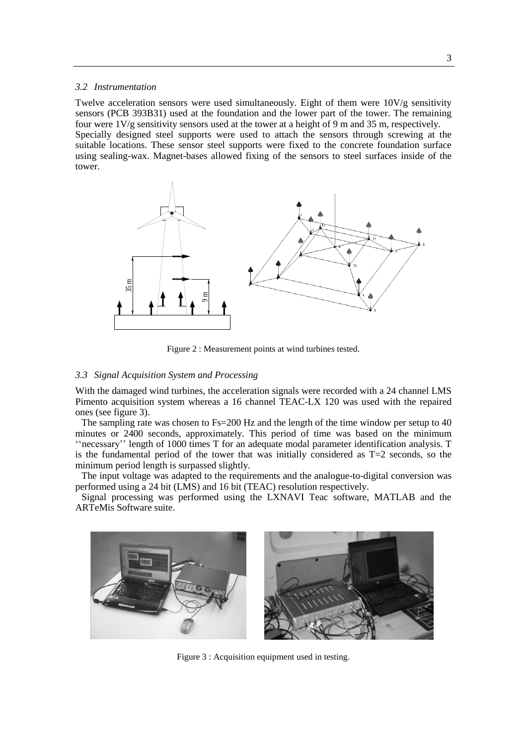### *3.2 Instrumentation*

Twelve acceleration sensors were used simultaneously. Eight of them were 10V/g sensitivity sensors (PCB 393B31) used at the foundation and the lower part of the tower. The remaining four were 1V/g sensitivity sensors used at the tower at a height of 9 m and 35 m, respectively. Specially designed steel supports were used to attach the sensors through screwing at the suitable locations. These sensor steel supports were fixed to the concrete foundation surface using sealing-wax. Magnet-bases allowed fixing of the sensors to steel surfaces inside of the tower.

Figure 2 : Measurement points at wind turbines tested.

### *3.3 Signal Acquisition System and Processing*

With the damaged wind turbines, the acceleration signals were recorded with a 24 channel LMS Pimento acquisition system whereas a 16 channel TEAC-LX 120 was used with the repaired ones (see figure 3).

The sampling rate was chosen to Fs=200 Hz and the length of the time window per setup to 40 minutes or 2400 seconds, approximately. This period of time was based on the minimum ''necessary'' length of 1000 times T for an adequate modal parameter identification analysis. T is the fundamental period of the tower that was initially considered as T=2 seconds, so the minimum period length is surpassed slightly.

The input voltage was adapted to the requirements and the analogue-to-digital conversion was performed using a 24 bit (LMS) and 16 bit (TEAC) resolution respectively.

Signal processing was performed using the LXNAVI Teac software, MATLAB and the ARTeMis Software suite.

Figure 3 : Acquisition equipment used in testing.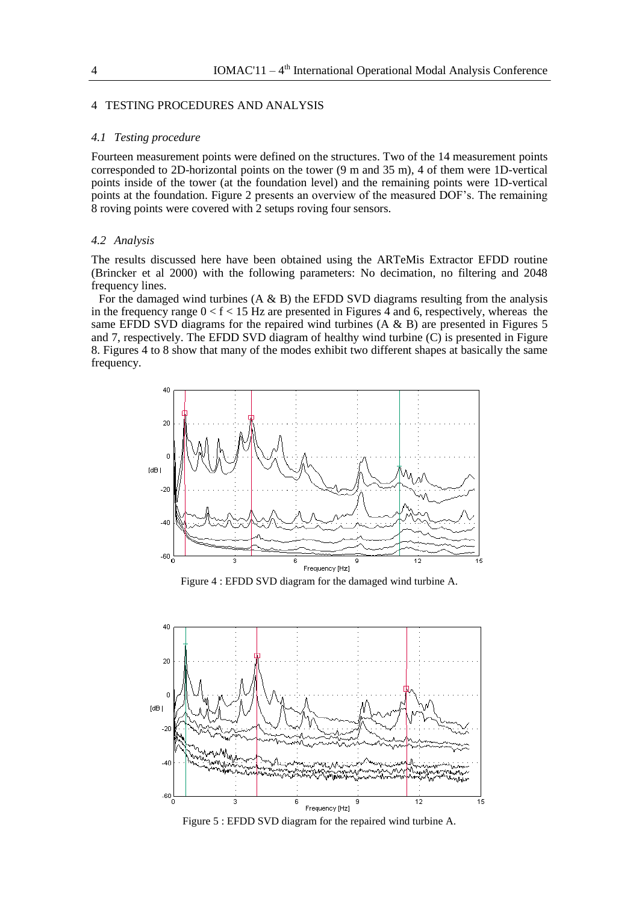## 4 TESTING PROCEDURES AND ANALYSIS

### *4.1 Testing procedure*

Fourteen measurement points were defined on the structures. Two of the 14 measurement points corresponded to 2D-horizontal points on the tower (9 m and 35 m), 4 of them were 1D-vertical points inside of the tower (at the foundation level) and the remaining points were 1D-vertical points at the foundation. Figure 2 presents an overview of the measured DOF's. The remaining 8 roving points were covered with 2 setups roving four sensors.

### *4.2 Analysis*

The results discussed here have been obtained using the ARTeMis Extractor EFDD routine (Brincker et al 2000) with the following parameters: No decimation, no filtering and 2048 frequency lines.

For the damaged wind turbines (A & B) the EFDD SVD diagrams resulting from the analysis in the frequency range $0 < f < 15$ Hz are presented in Figures 4 and 6, respectively, whereas the same EFDD SVD diagrams for the repaired wind turbines (A & B) are presented in Figures 5 and 7, respectively. The EFDD SVD diagram of healthy wind turbine (C) is presented in Figure 8. Figures 4 to 8 show that many of the modes exhibit two different shapes at basically the same frequency.

Figure 4 : EFDD SVD diagram for the damaged wind turbine A.

Figure 5 : EFDD SVD diagram for the repaired wind turbine A.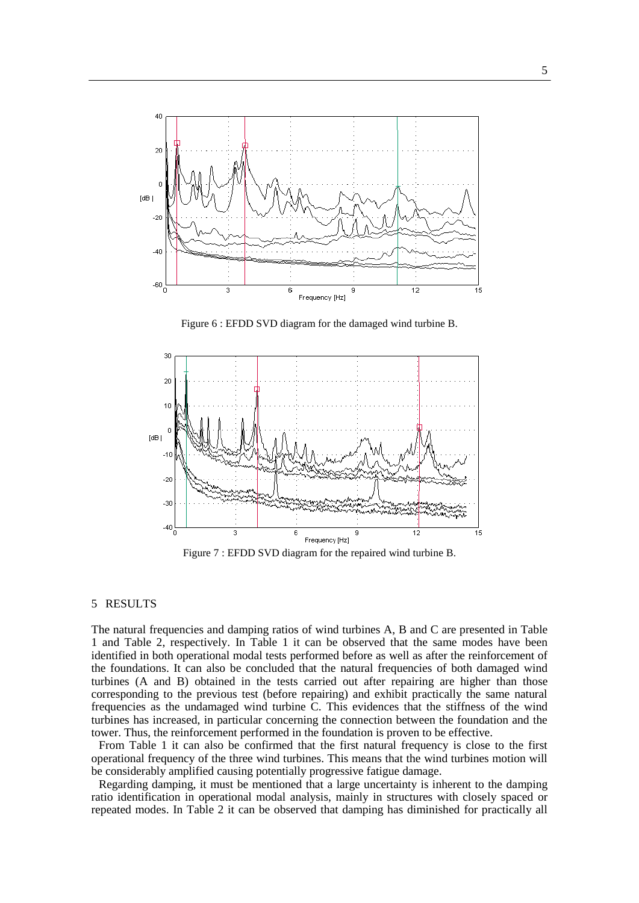Figure 6 : EFDD SVD diagram for the damaged wind turbine B.

Figure 7 : EFDD SVD diagram for the repaired wind turbine B.

## 5 RESULTS

The natural frequencies and damping ratios of wind turbines A, B and C are presented in Table 1 and Table 2, respectively. In Table 1 it can be observed that the same modes have been identified in both operational modal tests performed before as well as after the reinforcement of the foundations. It can also be concluded that the natural frequencies of both damaged wind turbines (A and B) obtained in the tests carried out after repairing are higher than those corresponding to the previous test (before repairing) and exhibit practically the same natural frequencies as the undamaged wind turbine C. This evidences that the stiffness of the wind turbines has increased, in particular concerning the connection between the foundation and the tower. Thus, the reinforcement performed in the foundation is proven to be effective.

From Table 1 it can also be confirmed that the first natural frequency is close to the first operational frequency of the three wind turbines. This means that the wind turbines motion will be considerably amplified causing potentially progressive fatigue damage.

Regarding damping, it must be mentioned that a large uncertainty is inherent to the damping ratio identification in operational modal analysis, mainly in structures with closely spaced or repeated modes. In Table 2 it can be observed that damping has diminished for practically all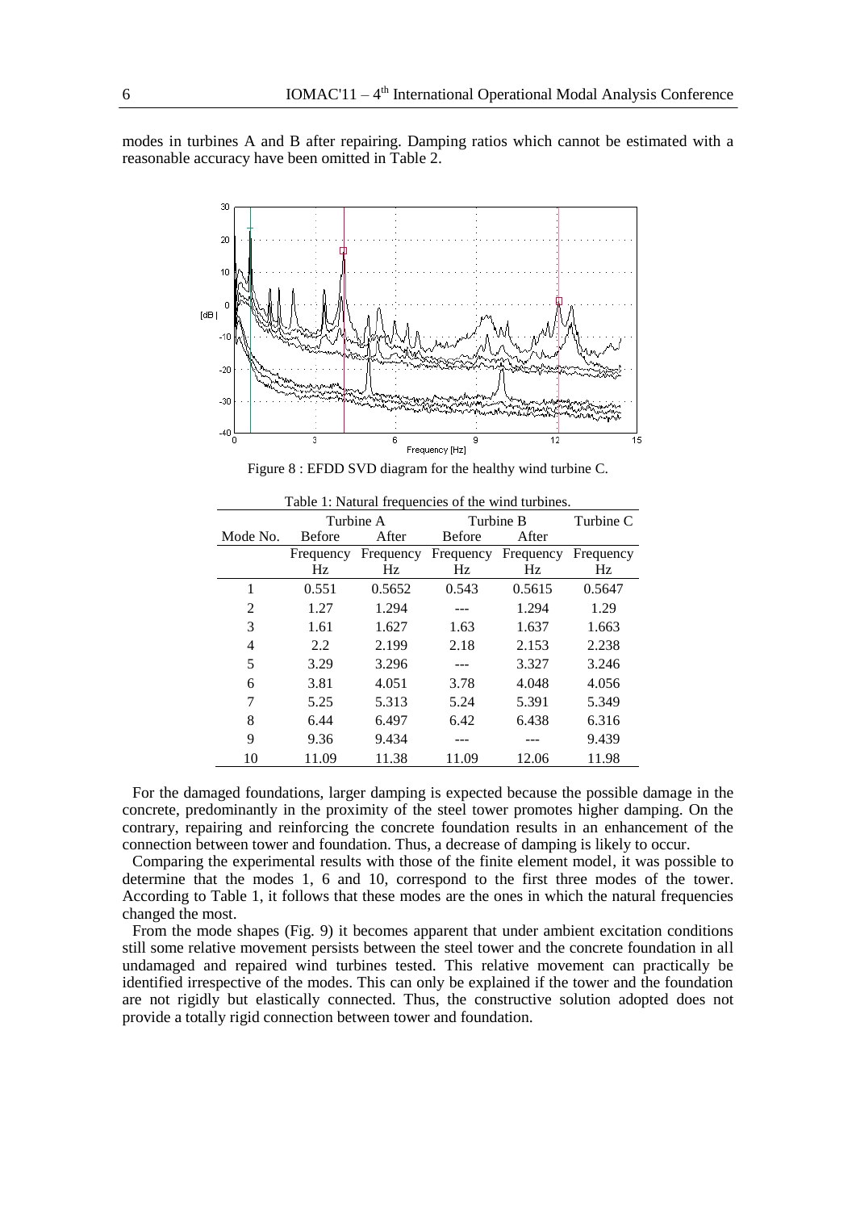modes in turbines A and B after repairing. Damping ratios which cannot be estimated with a reasonable accuracy have been omitted in Table 2.

Figure 8 : EFDD SVD diagram for the healthy wind turbine C.

Table 1: Natural frequencies of the wind turbines.

| | Turbine A | | Turbine B | | Turbine C |
|---|---|---|---|---|---|
| Mode No. | Before | After | Before | After | |
| | Frequency Hz | Frequency Hz | Frequency Hz | Frequency Hz | Frequency Hz |
| 1 | 0.551 | 0.5652 | 0.543 | 0.5615 | 0.5647 |
| 2 | 1.27 | 1.294 | --- | 1.294 | 1.29 |
| 3 | 1.61 | 1.627 | 1.63 | 1.637 | 1.663 |
| 4 | 2.2 | 2.199 | 2.18 | 2.153 | 2.238 |
| 5 | 3.29 | 3.296 | --- | 3.327 | 3.246 |
| 6 | 3.81 | 4.051 | 3.78 | 4.048 | 4.056 |
| 7 | 5.25 | 5.313 | 5.24 | 5.391 | 5.349 |
| 8 | 6.44 | 6.497 | 6.42 | 6.438 | 6.316 |
| 9 | 9.36 | 9.434 | --- | --- | 9.439 |
| 10 | 11.09 | 11.38 | 11.09 | 12.06 | 11.98 |

For the damaged foundations, larger damping is expected because the possible damage in the concrete, predominantly in the proximity of the steel tower promotes higher damping. On the contrary, repairing and reinforcing the concrete foundation results in an enhancement of the connection between tower and foundation. Thus, a decrease of damping is likely to occur.

Comparing the experimental results with those of the finite element model, it was possible to determine that the modes 1, 6 and 10, correspond to the first three modes of the tower. According to Table 1, it follows that these modes are the ones in which the natural frequencies changed the most.

From the mode shapes (Fig. 9) it becomes apparent that under ambient excitation conditions still some relative movement persists between the steel tower and the concrete foundation in all undamaged and repaired wind turbines tested. This relative movement can practically be identified irrespective of the modes. This can only be explained if the tower and the foundation are not rigidly but elastically connected. Thus, the constructive solution adopted does not provide a totally rigid connection between tower and foundation.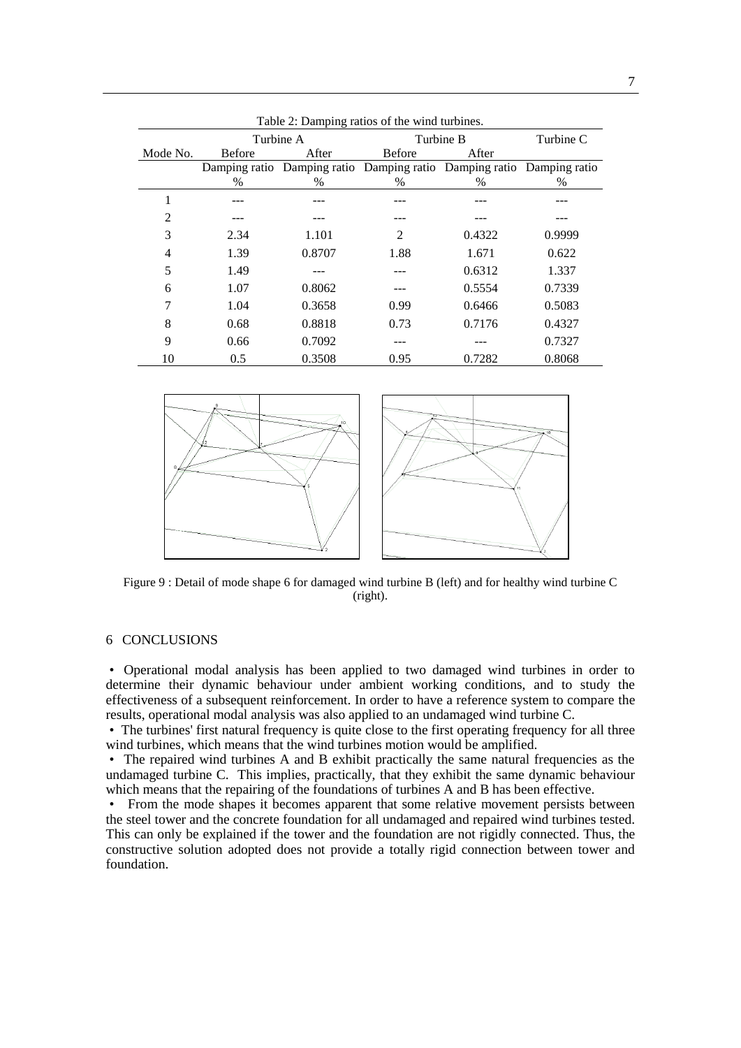Table 2: Damping ratios of the wind turbines.

| Mode No. | Turbine A | | Turbine B | | Turbine C |
|---|---|---|---|---|---|
| | Before | After | Before | After | |
| | Damping ratio % | Damping ratio % | Damping ratio % | Damping ratio % | Damping ratio % |
| 1 | --- | --- | --- | --- | --- |
| 2 | --- | --- | --- | --- | --- |
| 3 | 2.34 | 1.101 | 2 | 0.4322 | 0.9999 |
| 4 | 1.39 | 0.8707 | 1.88 | 1.671 | 0.622 |
| 5 | 1.49 | --- | --- | 0.6312 | 1.337 |
| 6 | 1.07 | 0.8062 | --- | 0.5554 | 0.7339 |
| 7 | 1.04 | 0.3658 | 0.99 | 0.6466 | 0.5083 |
| 8 | 0.68 | 0.8818 | 0.73 | 0.7176 | 0.4327 |
| 9 | 0.66 | 0.7092 | --- | --- | 0.7327 |
| 10 | 0.5 | 0.3508 | 0.95 | 0.7282 | 0.8068 |

Figure 9 : Detail of mode shape 6 for damaged wind turbine B (left) and for healthy wind turbine C (right).

## 6 CONCLUSIONS

- Operational modal analysis has been applied to two damaged wind turbines in order to determine their dynamic behaviour under ambient working conditions, and to study the effectiveness of a subsequent reinforcement. In order to have a reference system to compare the results, operational modal analysis was also applied to an undamaged wind turbine C.
- The turbines' first natural frequency is quite close to the first operating frequency for all three wind turbines, which means that the wind turbines motion would be amplified.
- The repaired wind turbines A and B exhibit practically the same natural frequencies as the undamaged turbine C. This implies, practically, that they exhibit the same dynamic behaviour which means that the repairing of the foundations of turbines A and B has been effective.
- From the mode shapes it becomes apparent that some relative movement persists between the steel tower and the concrete foundation for all undamaged and repaired wind turbines tested. This can only be explained if the tower and the foundation are not rigidly connected. Thus, the constructive solution adopted does not provide a totally rigid connection between tower and foundation.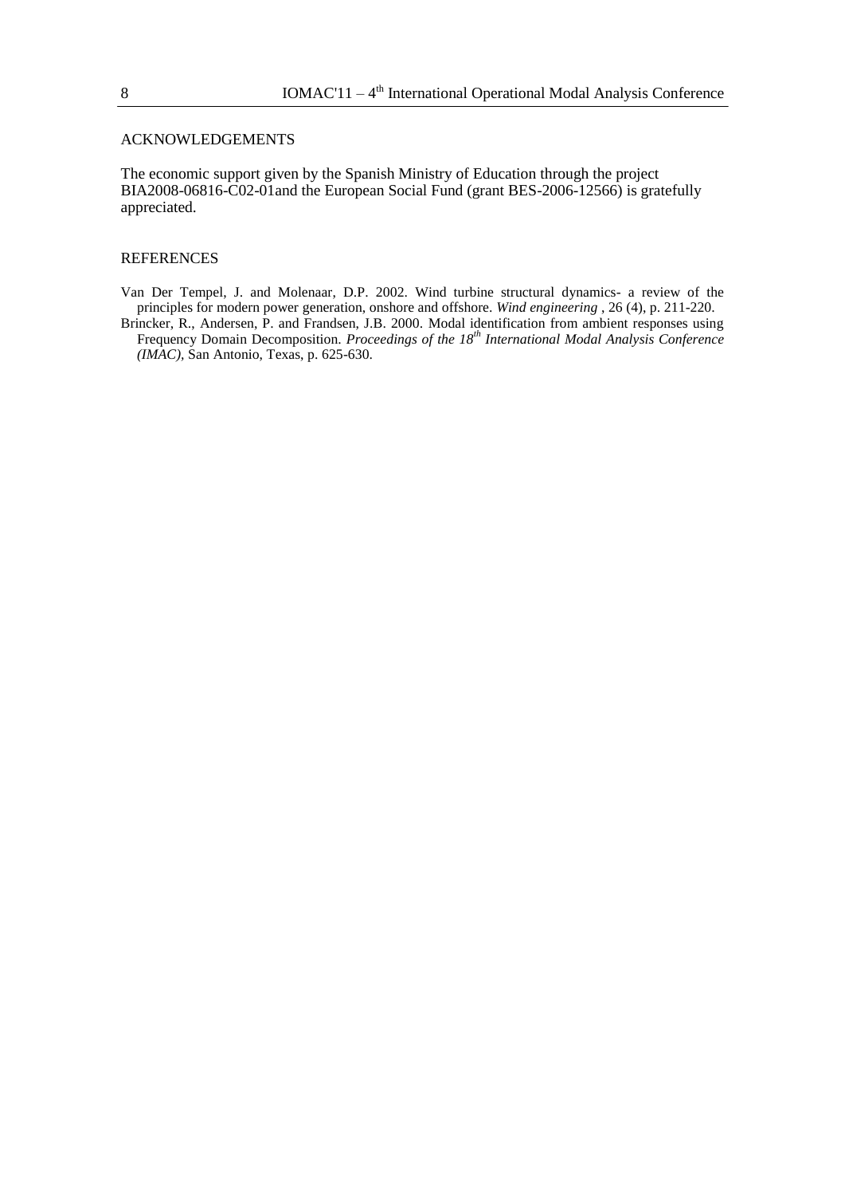## ACKNOWLEDGEMENTS

The economic support given by the Spanish Ministry of Education through the project BIA2008-06816-C02-01and the European Social Fund (grant BES-2006-12566) is gratefully appreciated.

## REFERENCES

Van Der Tempel, J. and Molenaar, D.P. 2002. Wind turbine structural dynamics- a review of the principles for modern power generation, onshore and offshore. *Wind engineering* , 26 (4), p. 211-220.

Brincker, R., Andersen, P. and Frandsen, J.B. 2000. Modal identification from ambient responses using Frequency Domain Decomposition. *Proceedings of the 18th International Modal Analysis Conference (IMAC)*, San Antonio, Texas, p. 625-630.